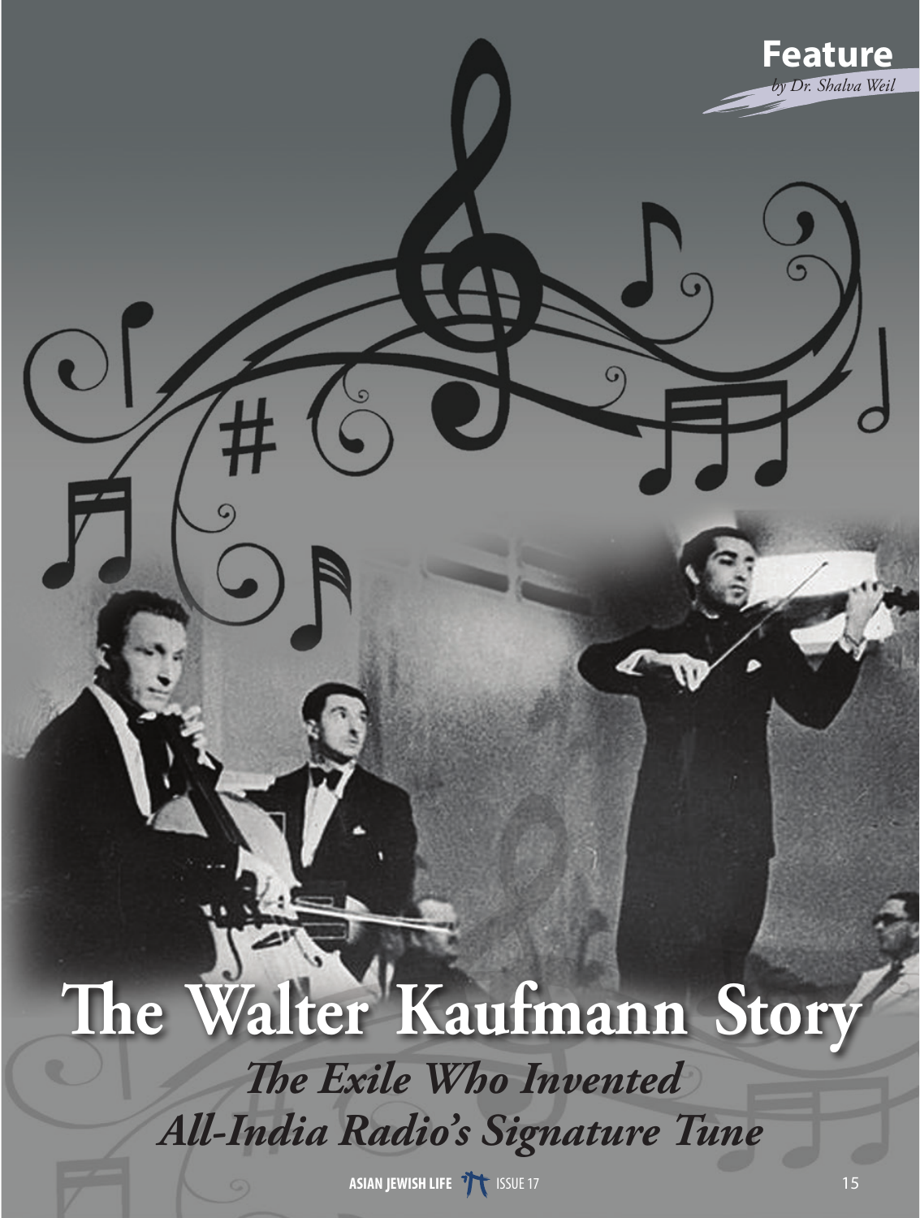**Feature**
*by Dr. Shalva Weil*

# The Walter Kaufmann Story

## *The Exile Who Invented All-India Radio's Signature Tune*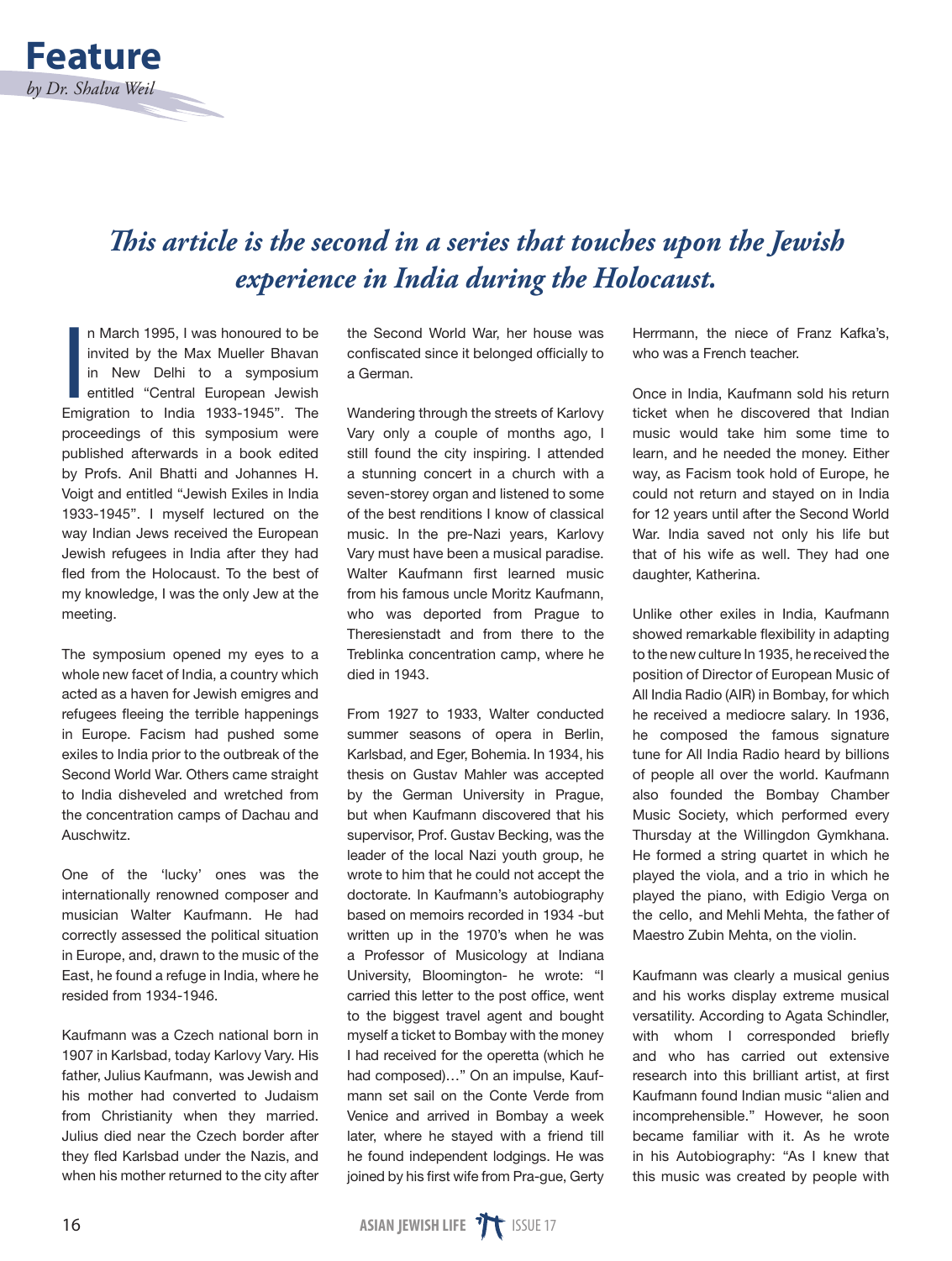# Feature

*by Dr. Shalva Weil*

## *This article is the second in a series that touches upon the Jewish experience in India during the Holocaust.*

In March 1995, I was honoured to be invited by the Max Mueller Bhavan in New Delhi to a symposium entitled "Central European Jewish Emigration to India 1933-1945". The proceedings of this symposium were published afterwards in a book edited by Profs. Anil Bhatti and Johannes H. Voigt and entitled "Jewish Exiles in India 1933-1945". I myself lectured on the way Indian Jews received the European Jewish refugees in India after they had fled from the Holocaust. To the best of my knowledge, I was the only Jew at the meeting.

The symposium opened my eyes to a whole new facet of India, a country which acted as a haven for Jewish emigres and refugees fleeing the terrible happenings in Europe. Facism had pushed some exiles to India prior to the outbreak of the Second World War. Others came straight to India disheveled and wretched from the concentration camps of Dachau and Auschwitz.

One of the 'lucky' ones was the internationally renowned composer and musician Walter Kaufmann. He had correctly assessed the political situation in Europe, and, drawn to the music of the East, he found a refuge in India, where he resided from 1934-1946.

Kaufmann was a Czech national born in 1907 in Karlsbad, today Karlovy Vary. His father, Julius Kaufmann, was Jewish and his mother had converted to Judaism from Christianity when they married. Julius died near the Czech border after they fled Karlsbad under the Nazis, and when his mother returned to the city after the Second World War, her house was confiscated since it belonged officially to a German.

Wandering through the streets of Karlovy Vary only a couple of months ago, I still found the city inspiring. I attended a stunning concert in a church with a seven-storey organ and listened to some of the best renditions I know of classical music. In the pre-Nazi years, Karlovy Vary must have been a musical paradise. Walter Kaufmann first learned music from his famous uncle Moritz Kaufmann, who was deported from Prague to Theresienstadt and from there to the Treblinka concentration camp, where he died in 1943.

From 1927 to 1933, Walter conducted summer seasons of opera in Berlin, Karlsbad, and Eger, Bohemia. In 1934, his thesis on Gustav Mahler was accepted by the German University in Prague, but when Kaufmann discovered that his supervisor, Prof. Gustav Becking, was the leader of the local Nazi youth group, he wrote to him that he could not accept the doctorate. In Kaufmann's autobiography based on memoirs recorded in 1934 -but written up in the 1970's when he was a Professor of Musicology at Indiana University, Bloomington- he wrote: "I carried this letter to the post office, went to the biggest travel agent and bought myself a ticket to Bombay with the money I had received for the operetta (which he had composed)…" On an impulse, Kaufmann set sail on the Conte Verde from Venice and arrived in Bombay a week later, where he stayed with a friend till he found independent lodgings. He was joined by his first wife from Pra-gue, Gerty Herrmann, the niece of Franz Kafka's, who was a French teacher.

Once in India, Kaufmann sold his return ticket when he discovered that Indian music would take him some time to learn, and he needed the money. Either way, as Facism took hold of Europe, he could not return and stayed on in India for 12 years until after the Second World War. India saved not only his life but that of his wife as well. They had one daughter, Katherina.

Unlike other exiles in India, Kaufmann showed remarkable flexibility in adapting to the new culture In 1935, he received the position of Director of European Music of All India Radio (AIR) in Bombay, for which he received a mediocre salary. In 1936, he composed the famous signature tune for All India Radio heard by billions of people all over the world. Kaufmann also founded the Bombay Chamber Music Society, which performed every Thursday at the Willingdon Gymkhana. He formed a string quartet in which he played the viola, and a trio in which he played the piano, with Edigio Verga on the cello, and Mehli Mehta, the father of Maestro Zubin Mehta, on the violin.

Kaufmann was clearly a musical genius and his works display extreme musical versatility. According to Agata Schindler, with whom I corresponded briefly and who has carried out extensive research into this brilliant artist, at first Kaufmann found Indian music "alien and incomprehensible." However, he soon became familiar with it. As he wrote in his Autobiography: "As I knew that this music was created by people with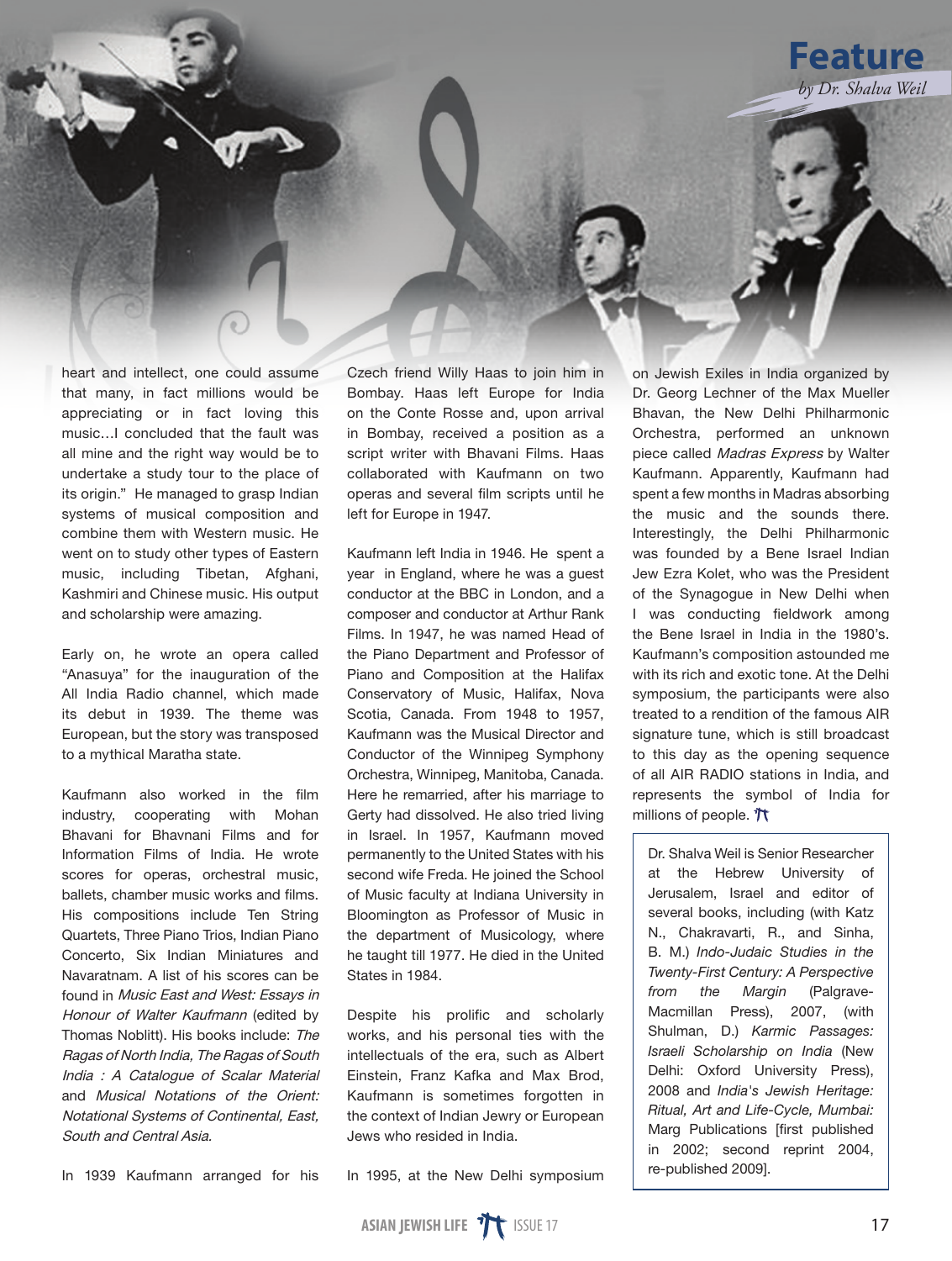# Feature

*by Dr. Shalva Weil*

heart and intellect, one could assume that many, in fact millions would be appreciating or in fact loving this music…I concluded that the fault was all mine and the right way would be to undertake a study tour to the place of its origin." He managed to grasp Indian systems of musical composition and combine them with Western music. He went on to study other types of Eastern music, including Tibetan, Afghani, Kashmiri and Chinese music. His output and scholarship were amazing.

Early on, he wrote an opera called "Anasuya" for the inauguration of the All India Radio channel, which made its debut in 1939. The theme was European, but the story was transposed to a mythical Maratha state.

Kaufmann also worked in the film industry, cooperating with Mohan Bhavani for Bhavnani Films and for Information Films of India. He wrote scores for operas, orchestral music, ballets, chamber music works and films. His compositions include Ten String Quartets, Three Piano Trios, Indian Piano Concerto, Six Indian Miniatures and Navaratnam. A list of his scores can be found in *Music East and West: Essays in Honour of Walter Kaufmann* (edited by Thomas Noblitt). His books include: *The Ragas of North India, The Ragas of South India : A Catalogue of Scalar Material* and *Musical Notations of the Orient: Notational Systems of Continental, East, South and Central Asia*.

In 1939 Kaufmann arranged for his Czech friend Willy Haas to join him in Bombay. Haas left Europe for India on the Conte Rosse and, upon arrival in Bombay, received a position as a script writer with Bhavani Films. Haas collaborated with Kaufmann on two operas and several film scripts until he left for Europe in 1947.

Kaufmann left India in 1946. He spent a year in England, where he was a guest conductor at the BBC in London, and a composer and conductor at Arthur Rank Films. In 1947, he was named Head of the Piano Department and Professor of Piano and Composition at the Halifax Conservatory of Music, Halifax, Nova Scotia, Canada. From 1948 to 1957, Kaufmann was the Musical Director and Conductor of the Winnipeg Symphony Orchestra, Winnipeg, Manitoba, Canada. Here he remarried, after his marriage to Gerty had dissolved. He also tried living in Israel. In 1957, Kaufmann moved permanently to the United States with his second wife Freda. He joined the School of Music faculty at Indiana University in Bloomington as Professor of Music in the department of Musicology, where he taught till 1977. He died in the United States in 1984.

Despite his prolific and scholarly works, and his personal ties with the intellectuals of the era, such as Albert Einstein, Franz Kafka and Max Brod, Kaufmann is sometimes forgotten in the context of Indian Jewry or European Jews who resided in India.

In 1995, at the New Delhi symposium on Jewish Exiles in India organized by Dr. Georg Lechner of the Max Mueller Bhavan, the New Delhi Philharmonic Orchestra, performed an unknown piece called *Madras Express* by Walter Kaufmann. Apparently, Kaufmann had spent a few months in Madras absorbing the music and the sounds there. Interestingly, the Delhi Philharmonic was founded by a Bene Israel Indian Jew Ezra Kolet, who was the President of the Synagogue in New Delhi when I was conducting fieldwork among the Bene Israel in India in the 1980's. Kaufmann's composition astounded me with its rich and exotic tone. At the Delhi symposium, the participants were also treated to a rendition of the famous AIR signature tune, which is still broadcast to this day as the opening sequence of all AIR RADIO stations in India, and represents the symbol of India for millions of people.

Dr. Shalva Weil is Senior Researcher at the Hebrew University of Jerusalem, Israel and editor of several books, including (with Katz N., Chakravarti, R., and Sinha, B. M.) *Indo-Judaic Studies in the Twenty-First Century: A Perspective from the Margin* (Palgrave-Macmillan Press), 2007, (with Shulman, D.) *Karmic Passages: Israeli Scholarship on India* (New Delhi: Oxford University Press), 2008 and *India's Jewish Heritage: Ritual, Art and Life-Cycle, Mumbai:* Marg Publications [first published in 2002; second reprint 2004, re-published 2009].